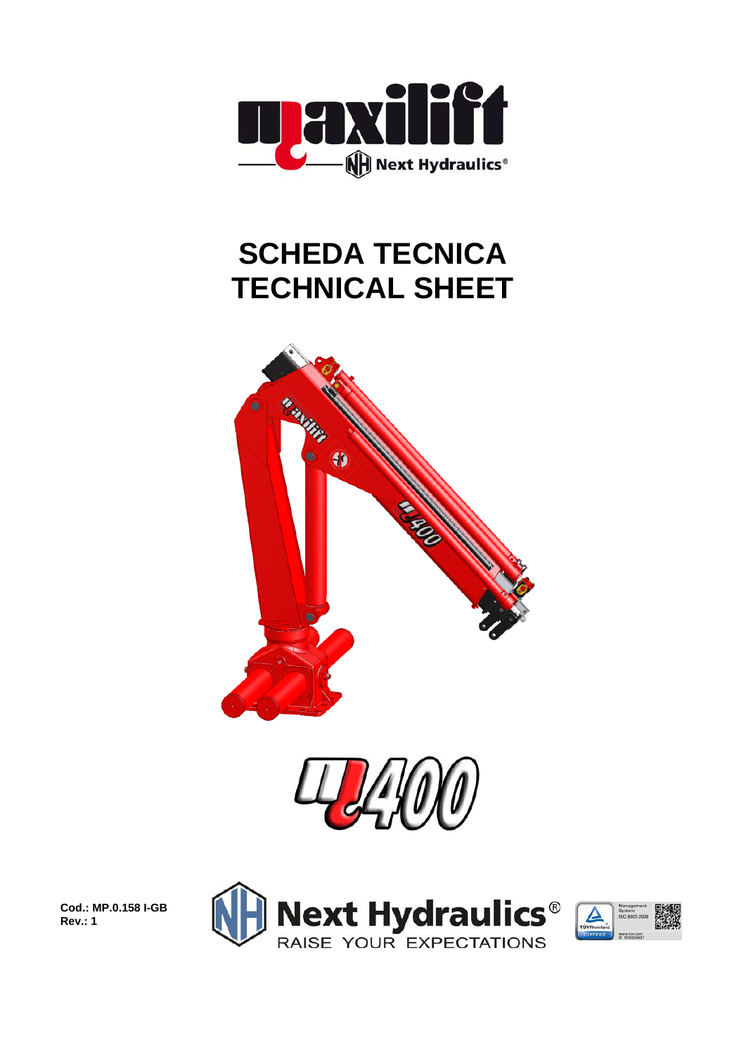# SCHEDA TECNICA
# TECHNICAL SHEET

**Cod.: MP.0.158 I-GB**
**Rev.: 1**

Next Hydraulics®
RAISE YOUR EXPECTATIONS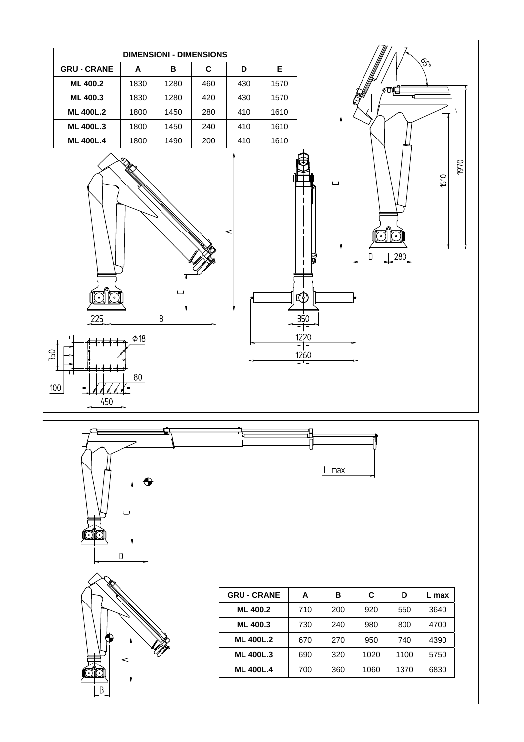| DIMENSIONI - DIMENSIONS | | | | | |
|---|---|---|---|---|---|
| GRU - CRANE | A | B | C | D | E |
| ML 400.2 | 1830 | 1280 | 460 | 430 | 1570 |
| ML 400.3 | 1830 | 1280 | 420 | 430 | 1570 |
| ML 400L.2 | 1800 | 1450 | 280 | 410 | 1610 |
| ML 400L.3 | 1800 | 1450 | 240 | 410 | 1610 |
| ML 400L.4 | 1800 | 1490 | 200 | 410 | 1610 |

| GRU - CRANE | A | B | C | D | L max |
|---|---|---|---|---|---|
| ML 400.2 | 710 | 200 | 920 | 550 | 3640 |
| ML 400.3 | 730 | 240 | 980 | 800 | 4700 |
| ML 400L.2 | 670 | 270 | 950 | 740 | 4390 |
| ML 400L.3 | 690 | 320 | 1020 | 1100 | 5750 |
| ML 400L.4 | 700 | 360 | 1060 | 1370 | 6830 |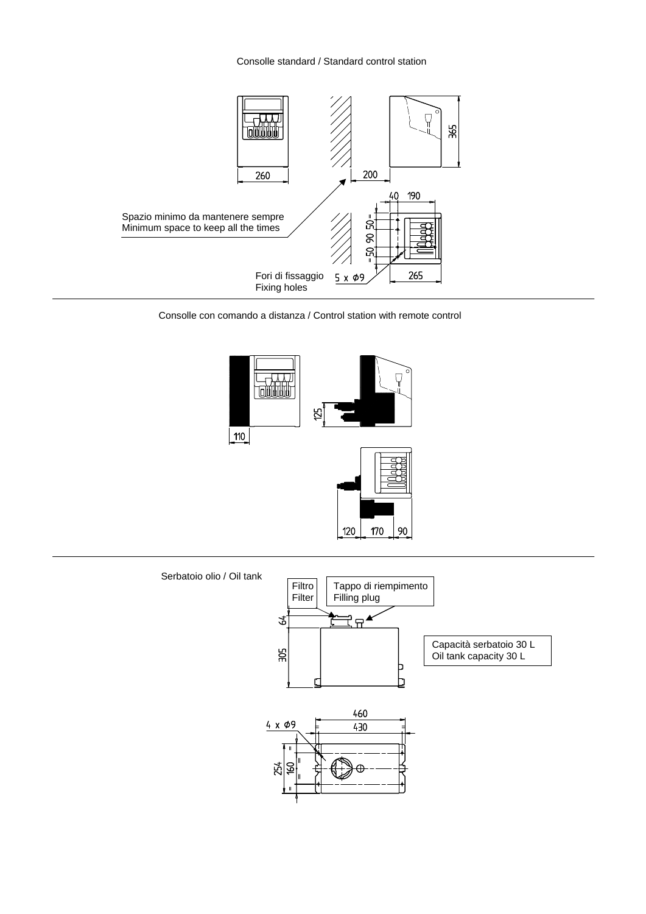Consolle standard / Standard control station

260

200

365

40 190

Spazio minimo da mantenere sempre
Minimum space to keep all the times

= 50 90 50 =

Fori di fissaggio
Fixing holes

5 x Ø9

265

Consolle con comando a distanza / Control station with remote control

110

125

120 170 90

Serbatoio olio / Oil tank

Filtro
Filter

Tappo di riempimento
Filling plug

64

305

Capacità serbatoio 30 L
Oil tank capacity 30 L

460

4 x Ø9

430

254

160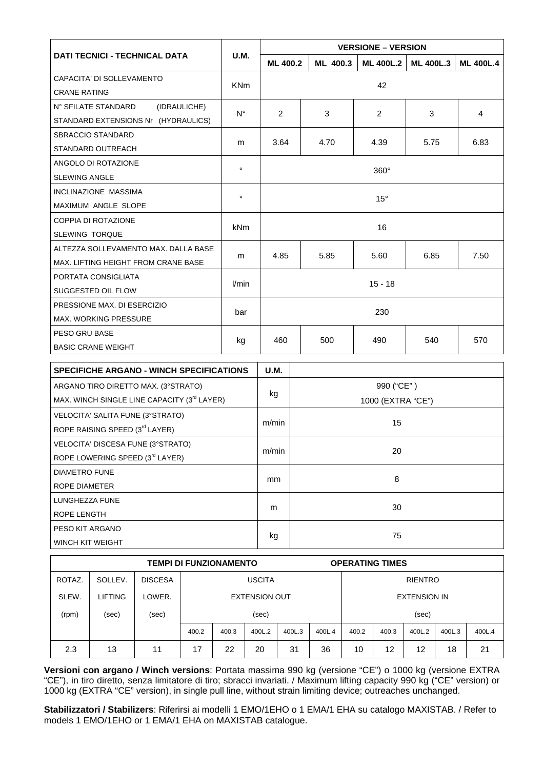| DATI TECNICI - TECHNICAL DATA | U.M. | VERSIONE – VERSION | | | | |
|---|---|---|---|---|---|---|
| | | ML 400.2 | ML 400.3 | ML 400L.2 | ML 400L.3 | ML 400L.4 |
| CAPACITA' DI SOLLEVAMENTO<br>CRANE RATING | KNm | 42 | | | | |
| N° SFILATE STANDARD (IDRAULICHE)<br>STANDARD EXTENSIONS Nr (HYDRAULICS) | N° | 2 | 3 | 2 | 3 | 4 |
| SBRACCIO STANDARD<br>STANDARD OUTREACH | m | 3.64 | 4.70 | 4.39 | 5.75 | 6.83 |
| ANGOLO DI ROTAZIONE<br>SLEWING ANGLE | ° | 360° | | | | |
| INCLINAZIONE MASSIMA<br>MAXIMUM ANGLE SLOPE | ° | 15° | | | | |
| COPPIA DI ROTAZIONE<br>SLEWING TORQUE | kNm | 16 | | | | |
| ALTEZZA SOLLEVAMENTO MAX. DALLA BASE<br>MAX. LIFTING HEIGHT FROM CRANE BASE | m | 4.85 | 5.85 | 5.60 | 6.85 | 7.50 |
| PORTATA CONSIGLIATA<br>SUGGESTED OIL FLOW | l/min | 15 - 18 | | | | |
| PRESSIONE MAX. DI ESERCIZIO<br>MAX. WORKING PRESSURE | bar | 230 | | | | |
| PESO GRU BASE<br>BASIC CRANE WEIGHT | kg | 460 | 500 | 490 | 540 | 570 |

| SPECIFICHE ARGANO - WINCH SPECIFICATIONS | U.M. | |
|---|---|---|
| ARGANO TIRO DIRETTO MAX. (3°STRATO)<br>MAX. WINCH SINGLE LINE CAPACITY (3rd LAYER) | kg | 990 ("CE")<br>1000 (EXTRA "CE") |
| VELOCITA' SALITA FUNE (3°STRATO)<br>ROPE RAISING SPEED (3rd LAYER) | m/min | 15 |
| VELOCITA' DISCESA FUNE (3°STRATO)<br>ROPE LOWERING SPEED (3rd LAYER) | m/min | 20 |
| DIAMETRO FUNE<br>ROPE DIAMETER | mm | 8 |
| LUNGHEZZA FUNE<br>ROPE LENGTH | m | 30 |
| PESO KIT ARGANO<br>WINCH KIT WEIGHT | kg | 75 |

| TEMPI DI FUNZIONAMENTO / OPERATING TIMES | | | | | | | | | | | | |
|---|---|---|---|---|---|---|---|---|---|---|---|---|
| ROTAZ.<br>SLEW.<br>(rpm) | SOLLEV.<br>LIFTING<br>(sec) | DISCESA<br>LOWER.<br>(sec) | USCITA<br>EXTENSION OUT<br>(sec) | | | | | RIENTRO<br>EXTENSION IN<br>(sec) | | | | |
| | | | 400.2 | 400.3 | 400L.2 | 400L.3 | 400L.4 | 400.2 | 400.3 | 400L.2 | 400L.3 | 400L.4 |
| 2.3 | 13 | 11 | 17 | 22 | 20 | 31 | 36 | 10 | 12 | 12 | 18 | 21 |

**Versioni con argano / Winch versions**: Portata massima 990 kg (versione "CE") o 1000 kg (versione EXTRA "CE"), in tiro diretto, senza limitatore di tiro; sbracci invariati. / Maximum lifting capacity 990 kg ("CE" version) or 1000 kg (EXTRA "CE" version), in single pull line, without strain limiting device; outreaches unchanged.

**Stabilizzatori / Stabilizers**: Riferirsi ai modelli 1 EMO/1EHO o 1 EMA/1 EHA su catalogo MAXISTAB. / Refer to models 1 EMO/1EHO or 1 EMA/1 EHA on MAXISTAB catalogue.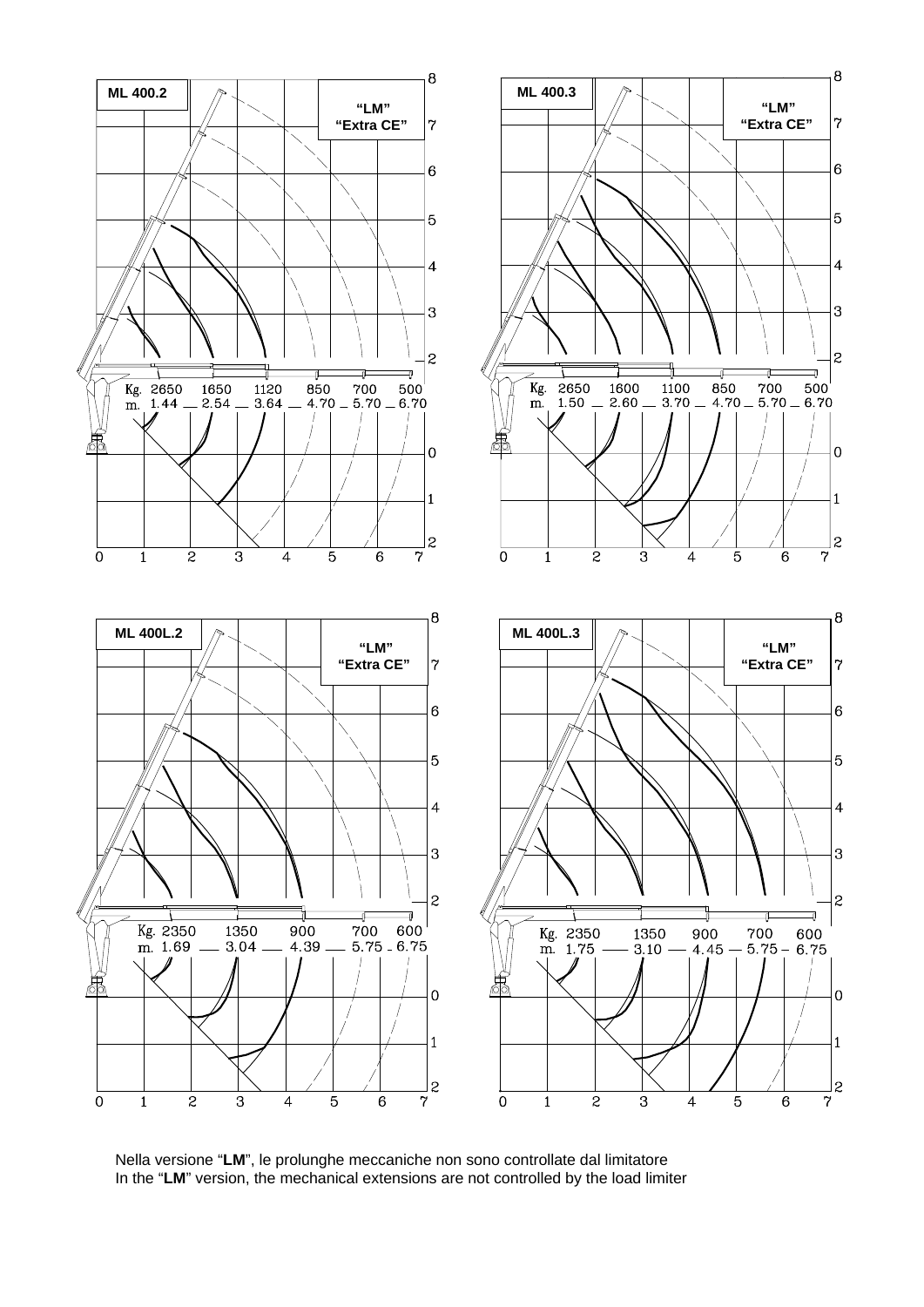## ML 400.2

"LM" "Extra CE"

| Kg. | 2650 | 1650 | 1120 | 850 | 700 | 500 |
|---|---|---|---|---|---|---|
| m. | 1.44 | 2.54 | 3.64 | 4.70 | 5.70 | 6.70 |

## ML 400.3

"LM" "Extra CE"

| Kg. | 2650 | 1600 | 1100 | 850 | 700 | 500 |
|---|---|---|---|---|---|---|
| m. | 1.50 | 2.60 | 3.70 | 4.70 | 5.70 | 6.70 |

## ML 400L.2

"LM" "Extra CE"

| Kg. | 2350 | 1350 | 900 | 700 | 600 |
|---|---|---|---|---|---|
| m. | 1.69 | 3.04 | 4.39 | 5.75 | 6.75 |

## ML 400L.3

"LM" "Extra CE"

| Kg. | 2350 | 1350 | 900 | 700 | 600 |
|---|---|---|---|---|---|
| m. | 1.75 | 3.10 | 4.45 | 5.75 | 6.75 |

Nella versione "**LM**", le prolunghe meccaniche non sono controllate dal limitatore
In the "**LM**" version, the mechanical extensions are not controlled by the load limiter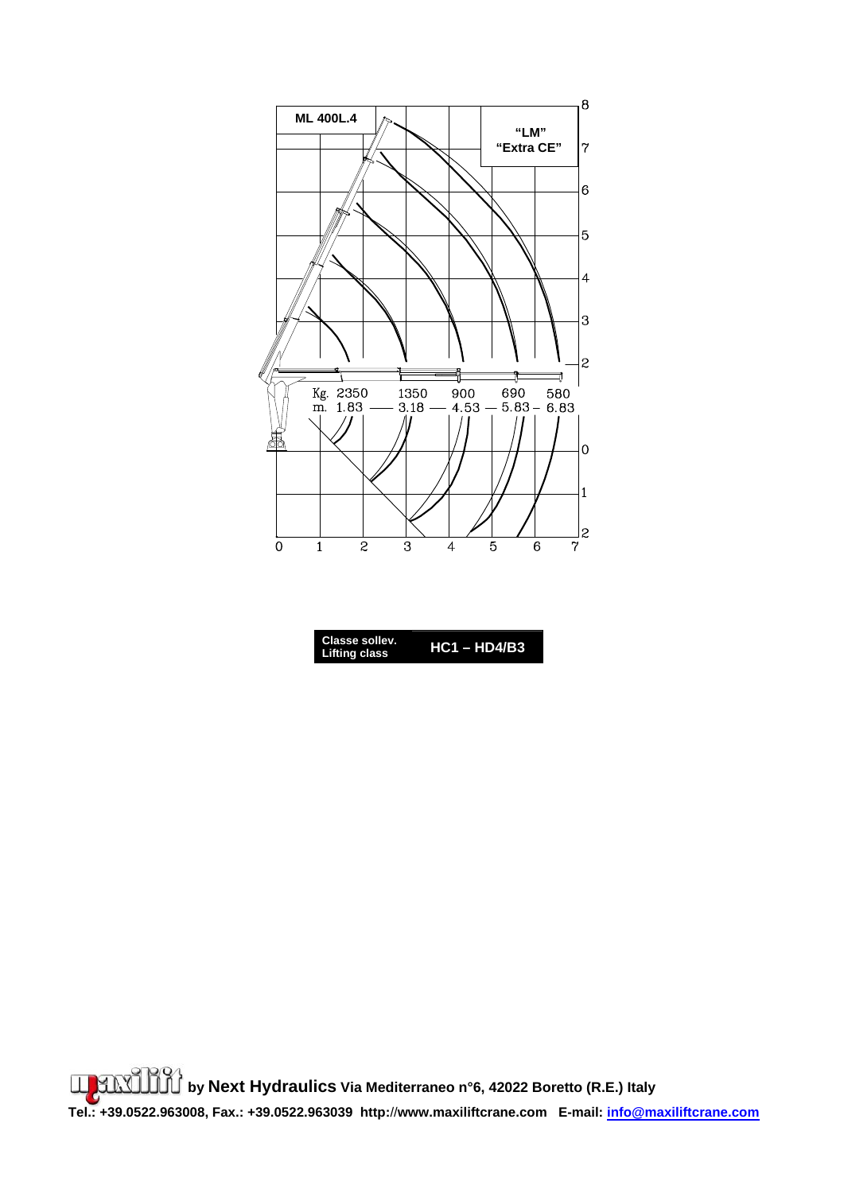ML 400L.4

"LM"
"Extra CE"

Kg. 2350 1350 900 690 580

m. 1.83 — 3.18 — 4.53 — 5.83 — 6.83

0 1 2 3 4 5 6 7

8 7 6 5 4 3 2 0 1 2

| Classe sollev. Lifting class | HC1 – HD4/B3 |
| --- | --- |

**by Next Hydraulics** Via Mediterraneo n°6, 42022 Boretto (R.E.) Italy

Tel.: +39.0522.963008, Fax.: +39.0522.963039 http://www.maxiliftcrane.com E-mail: info@maxiliftcrane.com